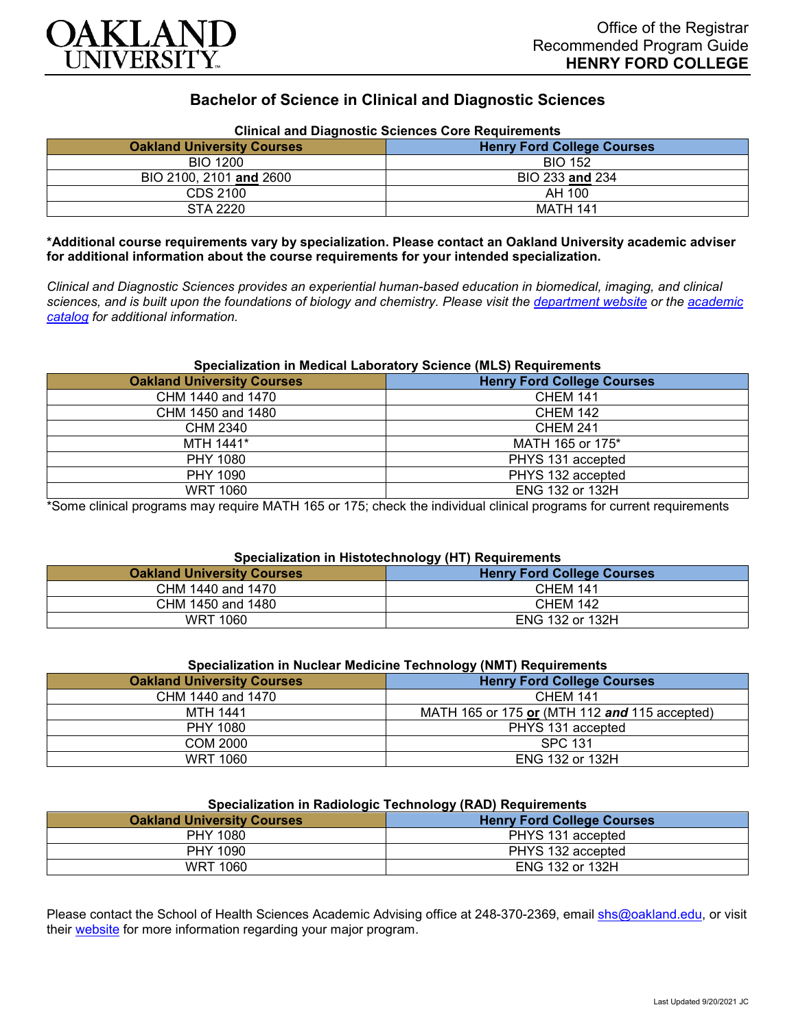Office of the Registrar
Recommended Program Guide
**HENRY FORD COLLEGE**

# Bachelor of Science in Clinical and Diagnostic Sciences

### Clinical and Diagnostic Sciences Core Requirements

| Oakland University Courses | Henry Ford College Courses |
|---|---|
| BIO 1200 | BIO 152 |
| BIO 2100, 2101 **and** 2600 | BIO 233 **and** 234 |
| CDS 2100 | AH 100 |
| STA 2220 | MATH 141 |

**\*Additional course requirements vary by specialization. Please contact an Oakland University academic adviser for additional information about the course requirements for your intended specialization.**

*Clinical and Diagnostic Sciences provides an experiential human-based education in biomedical, imaging, and clinical sciences, and is built upon the foundations of biology and chemistry. Please visit the department website or the academic catalog for additional information.*

### Specialization in Medical Laboratory Science (MLS) Requirements

| Oakland University Courses | Henry Ford College Courses |
|---|---|
| CHM 1440 and 1470 | CHEM 141 |
| CHM 1450 and 1480 | CHEM 142 |
| CHM 2340 | CHEM 241 |
| MTH 1441* | MATH 165 or 175* |
| PHY 1080 | PHYS 131 accepted |
| PHY 1090 | PHYS 132 accepted |
| WRT 1060 | ENG 132 or 132H |

*Some clinical programs may require MATH 165 or 175; check the individual clinical programs for current requirements

### Specialization in Histotechnology (HT) Requirements

| Oakland University Courses | Henry Ford College Courses |
|---|---|
| CHM 1440 and 1470 | CHEM 141 |
| CHM 1450 and 1480 | CHEM 142 |
| WRT 1060 | ENG 132 or 132H |

### Specialization in Nuclear Medicine Technology (NMT) Requirements

| Oakland University Courses | Henry Ford College Courses |
|---|---|
| CHM 1440 and 1470 | CHEM 141 |
| MTH 1441 | MATH 165 or 175 **or** (MTH 112 ***and*** 115 accepted) |
| PHY 1080 | PHYS 131 accepted |
| COM 2000 | SPC 131 |
| WRT 1060 | ENG 132 or 132H |

### Specialization in Radiologic Technology (RAD) Requirements

| Oakland University Courses | Henry Ford College Courses |
|---|---|
| PHY 1080 | PHYS 131 accepted |
| PHY 1090 | PHYS 132 accepted |
| WRT 1060 | ENG 132 or 132H |

Please contact the School of Health Sciences Academic Advising office at 248-370-2369, email shs@oakland.edu, or visit their website for more information regarding your major program.

Last Updated 9/20/2021 JC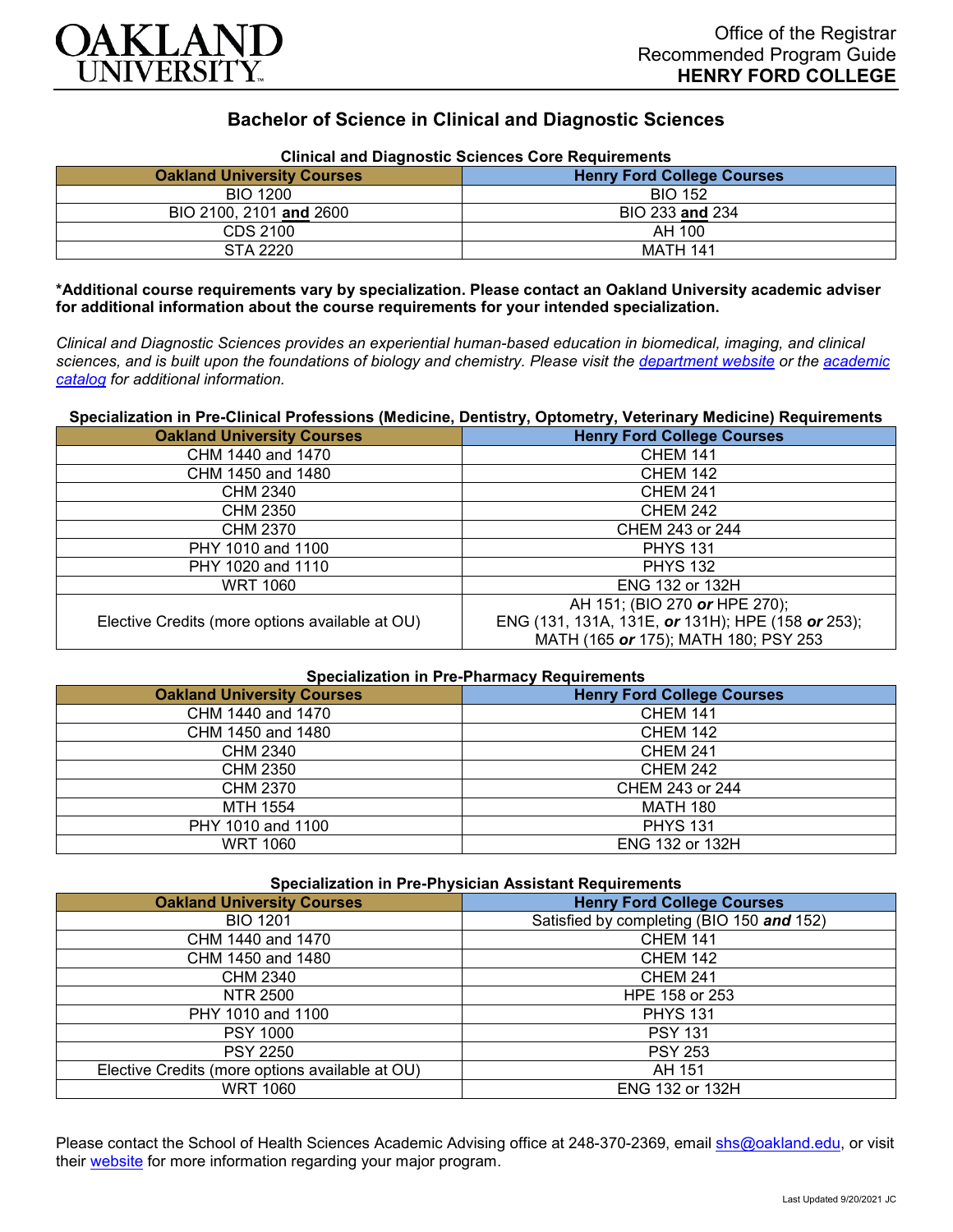Office of the Registrar
Recommended Program Guide
**HENRY FORD COLLEGE**

# Bachelor of Science in Clinical and Diagnostic Sciences

### Clinical and Diagnostic Sciences Core Requirements

| Oakland University Courses | Henry Ford College Courses |
|---|---|
| BIO 1200 | BIO 152 |
| BIO 2100, 2101 **and** 2600 | BIO 233 **and** 234 |
| CDS 2100 | AH 100 |
| STA 2220 | MATH 141 |

**\*Additional course requirements vary by specialization. Please contact an Oakland University academic adviser for additional information about the course requirements for your intended specialization.**

*Clinical and Diagnostic Sciences provides an experiential human-based education in biomedical, imaging, and clinical sciences, and is built upon the foundations of biology and chemistry. Please visit the [department website](#) or the [academic catalog](#) for additional information.*

### Specialization in Pre-Clinical Professions (Medicine, Dentistry, Optometry, Veterinary Medicine) Requirements

| Oakland University Courses | Henry Ford College Courses |
|---|---|
| CHM 1440 and 1470 | CHEM 141 |
| CHM 1450 and 1480 | CHEM 142 |
| CHM 2340 | CHEM 241 |
| CHM 2350 | CHEM 242 |
| CHM 2370 | CHEM 243 or 244 |
| PHY 1010 and 1100 | PHYS 131 |
| PHY 1020 and 1110 | PHYS 132 |
| WRT 1060 | ENG 132 or 132H |
| Elective Credits (more options available at OU) | AH 151; (BIO 270 ***or*** HPE 270); ENG (131, 131A, 131E, ***or*** 131H); HPE (158 ***or*** 253); MATH (165 ***or*** 175); MATH 180; PSY 253 |

### Specialization in Pre-Pharmacy Requirements

| Oakland University Courses | Henry Ford College Courses |
|---|---|
| CHM 1440 and 1470 | CHEM 141 |
| CHM 1450 and 1480 | CHEM 142 |
| CHM 2340 | CHEM 241 |
| CHM 2350 | CHEM 242 |
| CHM 2370 | CHEM 243 or 244 |
| MTH 1554 | MATH 180 |
| PHY 1010 and 1100 | PHYS 131 |
| WRT 1060 | ENG 132 or 132H |

### Specialization in Pre-Physician Assistant Requirements

| Oakland University Courses | Henry Ford College Courses |
|---|---|
| BIO 1201 | Satisfied by completing (BIO 150 ***and*** 152) |
| CHM 1440 and 1470 | CHEM 141 |
| CHM 1450 and 1480 | CHEM 142 |
| CHM 2340 | CHEM 241 |
| NTR 2500 | HPE 158 or 253 |
| PHY 1010 and 1100 | PHYS 131 |
| PSY 1000 | PSY 131 |
| PSY 2250 | PSY 253 |
| Elective Credits (more options available at OU) | AH 151 |
| WRT 1060 | ENG 132 or 132H |

Please contact the School of Health Sciences Academic Advising office at 248-370-2369, email [shs@oakland.edu](mailto:shs@oakland.edu), or visit their [website](#) for more information regarding your major program.

Last Updated 9/20/2021 JC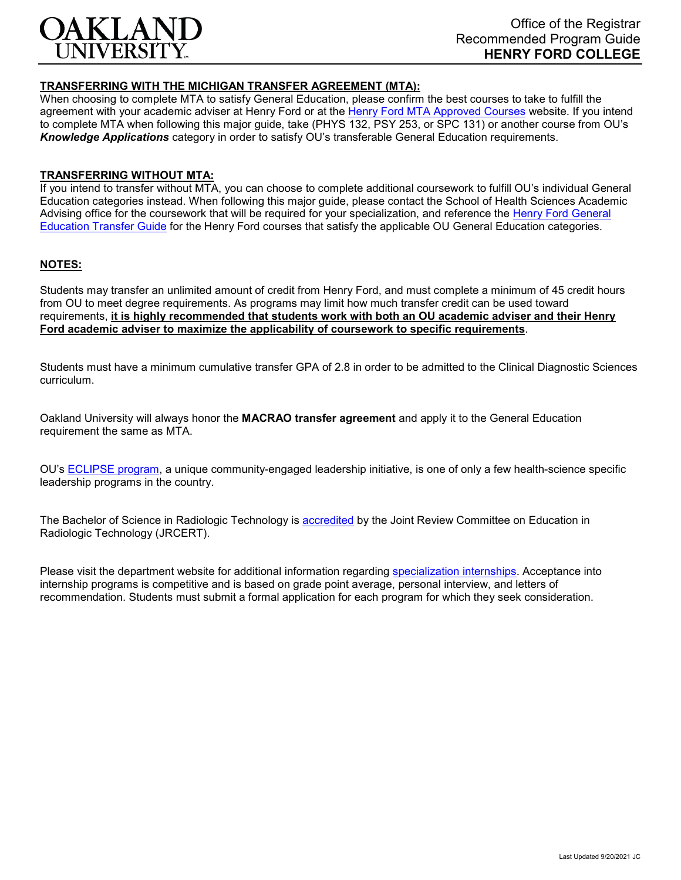**TRANSFERRING WITH THE MICHIGAN TRANSFER AGREEMENT (MTA):**

When choosing to complete MTA to satisfy General Education, please confirm the best courses to take to fulfill the agreement with your academic adviser at Henry Ford or at the Henry Ford MTA Approved Courses website. If you intend to complete MTA when following this major guide, take (PHYS 132, PSY 253, or SPC 131) or another course from OU's ***Knowledge Applications*** category in order to satisfy OU's transferable General Education requirements.

**TRANSFERRING WITHOUT MTA:**

If you intend to transfer without MTA, you can choose to complete additional coursework to fulfill OU's individual General Education categories instead. When following this major guide, please contact the School of Health Sciences Academic Advising office for the coursework that will be required for your specialization, and reference the Henry Ford General Education Transfer Guide for the Henry Ford courses that satisfy the applicable OU General Education categories.

**NOTES:**

Students may transfer an unlimited amount of credit from Henry Ford, and must complete a minimum of 45 credit hours from OU to meet degree requirements. As programs may limit how much transfer credit can be used toward requirements, **it is highly recommended that students work with both an OU academic adviser and their Henry Ford academic adviser to maximize the applicability of coursework to specific requirements**.

Students must have a minimum cumulative transfer GPA of 2.8 in order to be admitted to the Clinical Diagnostic Sciences curriculum.

Oakland University will always honor the **MACRAO transfer agreement** and apply it to the General Education requirement the same as MTA.

OU's ECLIPSE program, a unique community-engaged leadership initiative, is one of only a few health-science specific leadership programs in the country.

The Bachelor of Science in Radiologic Technology is accredited by the Joint Review Committee on Education in Radiologic Technology (JRCERT).

Please visit the department website for additional information regarding specialization internships. Acceptance into internship programs is competitive and is based on grade point average, personal interview, and letters of recommendation. Students must submit a formal application for each program for which they seek consideration.

Last Updated 9/20/2021 JC